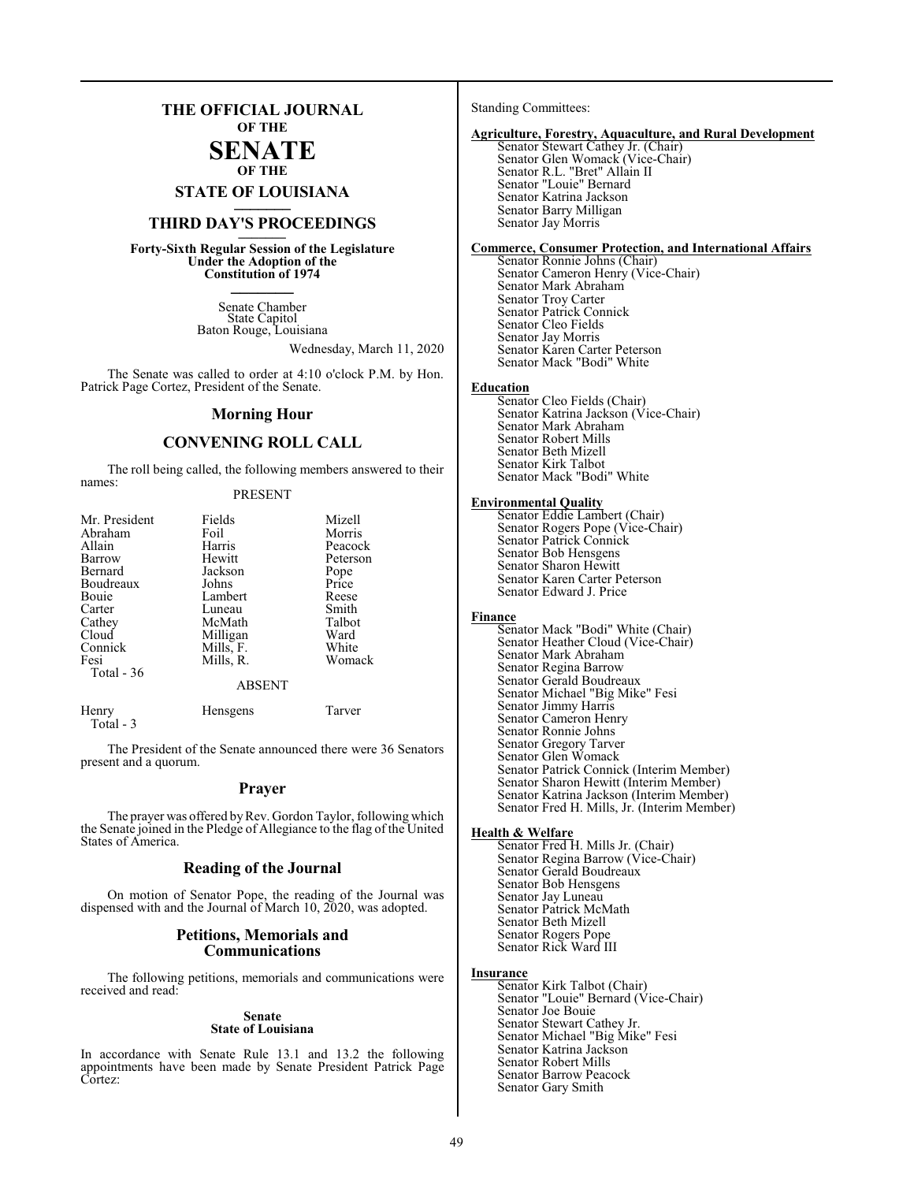# THE OFFICIAL JOURNAL OF THE SENATE OF THE STATE OF LOUISIANA

## THIRD DAY'S PROCEEDINGS

**Forty-Sixth Regular Session of the Legislature Under the Adoption of the Constitution of 1974**

Senate Chamber
State Capitol
Baton Rouge, Louisiana

Wednesday, March 11, 2020

The Senate was called to order at 4:10 o'clock P.M. by Hon. Patrick Page Cortez, President of the Senate.

## Morning Hour

## CONVENING ROLL CALL

The roll being called, the following members answered to their names:

PRESENT

| | | |
|---|---|---|
| Mr. President | Fields | Mizell |
| Abraham | Foil | Morris |
| Allain | Harris | Peacock |
| Barrow | Hewitt | Peterson |
| Bernard | Jackson | Pope |
| Boudreaux | Johns | Price |
| Bouie | Lambert | Reese |
| Carter | Luneau | Smith |
| Cathey | McMath | Talbot |
| Cloud | Milligan | Ward |
| Connick | Mills, F. | White |
| Fesi | Mills, R. | Womack |
| Total - 36 | | |

ABSENT

| | | |
|---|---|---|
| Henry | Hensgens | Tarver |
| Total - 3 | | |

The President of the Senate announced there were 36 Senators present and a quorum.

## Prayer

The prayer was offered by Rev. Gordon Taylor, following which the Senate joined in the Pledge of Allegiance to the flag of the United States of America.

## Reading of the Journal

On motion of Senator Pope, the reading of the Journal was dispensed with and the Journal of March 10, 2020, was adopted.

## Petitions, Memorials and Communications

The following petitions, memorials and communications were received and read:

**Senate**
**State of Louisiana**

In accordance with Senate Rule 13.1 and 13.2 the following appointments have been made by Senate President Patrick Page Cortez:

Standing Committees:

**Agriculture, Forestry, Aquaculture, and Rural Development**
Senator Stewart Cathey Jr. (Chair)
Senator Glen Womack (Vice-Chair)
Senator R.L. "Bret" Allain II
Senator "Louie" Bernard
Senator Katrina Jackson
Senator Barry Milligan
Senator Jay Morris

**Commerce, Consumer Protection, and International Affairs**
Senator Ronnie Johns (Chair)
Senator Cameron Henry (Vice-Chair)
Senator Mark Abraham
Senator Troy Carter
Senator Patrick Connick
Senator Cleo Fields
Senator Jay Morris
Senator Karen Carter Peterson
Senator Mack "Bodi" White

**Education**
Senator Cleo Fields (Chair)
Senator Katrina Jackson (Vice-Chair)
Senator Mark Abraham
Senator Robert Mills
Senator Beth Mizell
Senator Kirk Talbot
Senator Mack "Bodi" White

**Environmental Quality**
Senator Eddie Lambert (Chair)
Senator Rogers Pope (Vice-Chair)
Senator Patrick Connick
Senator Bob Hensgens
Senator Sharon Hewitt
Senator Karen Carter Peterson
Senator Edward J. Price

**Finance**
Senator Mack "Bodi" White (Chair)
Senator Heather Cloud (Vice-Chair)
Senator Mark Abraham
Senator Regina Barrow
Senator Gerald Boudreaux
Senator Michael "Big Mike" Fesi
Senator Jimmy Harris
Senator Cameron Henry
Senator Ronnie Johns
Senator Gregory Tarver
Senator Glen Womack
Senator Patrick Connick (Interim Member)
Senator Sharon Hewitt (Interim Member)
Senator Katrina Jackson (Interim Member)
Senator Fred H. Mills, Jr. (Interim Member)

**Health & Welfare**
Senator Fred H. Mills Jr. (Chair)
Senator Regina Barrow (Vice-Chair)
Senator Gerald Boudreaux
Senator Bob Hensgens
Senator Jay Luneau
Senator Patrick McMath
Senator Beth Mizell
Senator Rogers Pope
Senator Rick Ward III

**Insurance**
Senator Kirk Talbot (Chair)
Senator "Louie" Bernard (Vice-Chair)
Senator Joe Bouie
Senator Stewart Cathey Jr.
Senator Michael "Big Mike" Fesi
Senator Katrina Jackson
Senator Robert Mills
Senator Barrow Peacock
Senator Gary Smith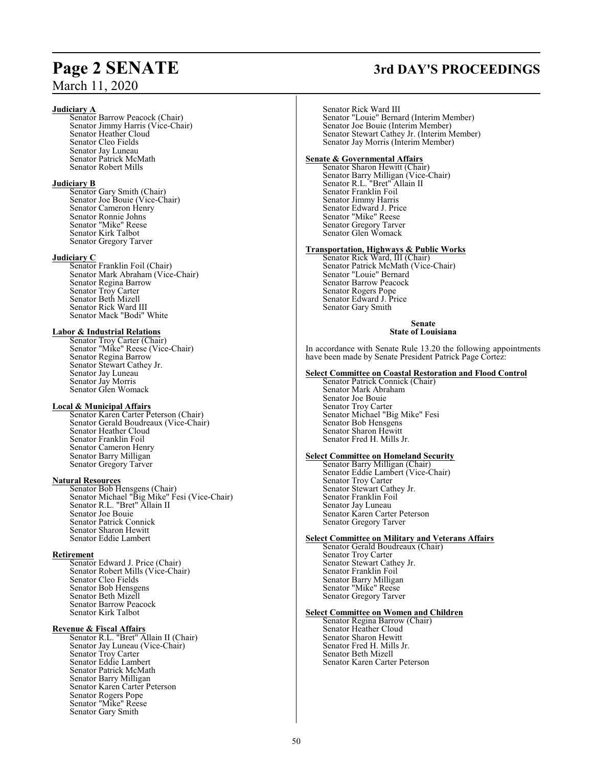**Judiciary A**

Senator Barrow Peacock (Chair)
Senator Jimmy Harris (Vice-Chair)
Senator Heather Cloud
Senator Cleo Fields
Senator Jay Luneau
Senator Patrick McMath
Senator Robert Mills

**Judiciary B**

Senator Gary Smith (Chair)
Senator Joe Bouie (Vice-Chair)
Senator Cameron Henry
Senator Ronnie Johns
Senator "Mike" Reese
Senator Kirk Talbot
Senator Gregory Tarver

**Judiciary C**

Senator Franklin Foil (Chair)
Senator Mark Abraham (Vice-Chair)
Senator Regina Barrow
Senator Troy Carter
Senator Beth Mizell
Senator Rick Ward III
Senator Mack "Bodi" White

**Labor & Industrial Relations**

Senator Troy Carter (Chair)
Senator "Mike" Reese (Vice-Chair)
Senator Regina Barrow
Senator Stewart Cathey Jr.
Senator Jay Luneau
Senator Jay Morris
Senator Glen Womack

**Local & Municipal Affairs**

Senator Karen Carter Peterson (Chair)
Senator Gerald Boudreaux (Vice-Chair)
Senator Heather Cloud
Senator Franklin Foil
Senator Cameron Henry
Senator Barry Milligan
Senator Gregory Tarver

**Natural Resources**

Senator Bob Hensgens (Chair)
Senator Michael "Big Mike" Fesi (Vice-Chair)
Senator R.L. "Bret" Allain II
Senator Joe Bouie
Senator Patrick Connick
Senator Sharon Hewitt
Senator Eddie Lambert

**Retirement**

Senator Edward J. Price (Chair)
Senator Robert Mills (Vice-Chair)
Senator Cleo Fields
Senator Bob Hensgens
Senator Beth Mizell
Senator Barrow Peacock
Senator Kirk Talbot

**Revenue & Fiscal Affairs**

Senator R.L. "Bret" Allain II (Chair)
Senator Jay Luneau (Vice-Chair)
Senator Troy Carter
Senator Eddie Lambert
Senator Patrick McMath
Senator Barry Milligan
Senator Karen Carter Peterson
Senator Rogers Pope
Senator "Mike" Reese
Senator Gary Smith
Senator Rick Ward III
Senator "Louie" Bernard (Interim Member)
Senator Joe Bouie (Interim Member)
Senator Stewart Cathey Jr. (Interim Member)
Senator Jay Morris (Interim Member)

**Senate & Governmental Affairs**

Senator Sharon Hewitt (Chair)
Senator Barry Milligan (Vice-Chair)
Senator R.L. "Bret" Allain II
Senator Franklin Foil
Senator Jimmy Harris
Senator Edward J. Price
Senator "Mike" Reese
Senator Gregory Tarver
Senator Glen Womack

**Transportation, Highways & Public Works**

Senator Rick Ward, III (Chair)
Senator Patrick McMath (Vice-Chair)
Senator "Louie" Bernard
Senator Barrow Peacock
Senator Rogers Pope
Senator Edward J. Price
Senator Gary Smith

**Senate**
**State of Louisiana**

In accordance with Senate Rule 13.20 the following appointments have been made by Senate President Patrick Page Cortez:

**Select Committee on Coastal Restoration and Flood Control**

Senator Patrick Connick (Chair)
Senator Mark Abraham
Senator Joe Bouie
Senator Troy Carter
Senator Michael "Big Mike" Fesi
Senator Bob Hensgens
Senator Sharon Hewitt
Senator Fred H. Mills Jr.

**Select Committee on Homeland Security**

Senator Barry Milligan (Chair)
Senator Eddie Lambert (Vice-Chair)
Senator Troy Carter
Senator Stewart Cathey Jr.
Senator Franklin Foil
Senator Jay Luneau
Senator Karen Carter Peterson
Senator Gregory Tarver

**Select Committee on Military and Veterans Affairs**

Senator Gerald Boudreaux (Chair)
Senator Troy Carter
Senator Stewart Cathey Jr.
Senator Franklin Foil
Senator Barry Milligan
Senator "Mike" Reese
Senator Gregory Tarver

**Select Committee on Women and Children**

Senator Regina Barrow (Chair)
Senator Heather Cloud
Senator Sharon Hewitt
Senator Fred H. Mills Jr.
Senator Beth Mizell
Senator Karen Carter Peterson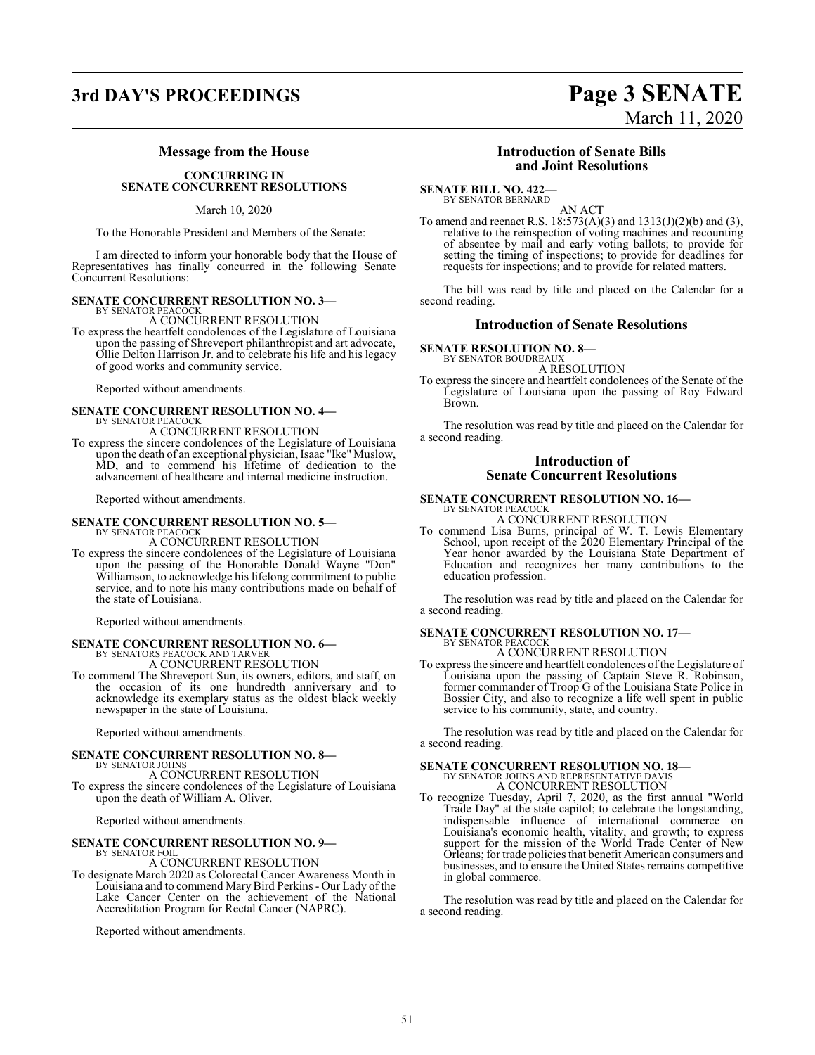## Message from the House

**CONCURRING IN SENATE CONCURRENT RESOLUTIONS**

March 10, 2020

To the Honorable President and Members of the Senate:

I am directed to inform your honorable body that the House of Representatives has finally concurred in the following Senate Concurrent Resolutions:

**SENATE CONCURRENT RESOLUTION NO. 3—**
BY SENATOR PEACOCK
A CONCURRENT RESOLUTION
To express the heartfelt condolences of the Legislature of Louisiana upon the passing of Shreveport philanthropist and art advocate, Ollie Delton Harrison Jr. and to celebrate his life and his legacy of good works and community service.

Reported without amendments.

**SENATE CONCURRENT RESOLUTION NO. 4—**
BY SENATOR PEACOCK
A CONCURRENT RESOLUTION
To express the sincere condolences of the Legislature of Louisiana upon the death of an exceptional physician, Isaac "Ike" Muslow, MD, and to commend his lifetime of dedication to the advancement of healthcare and internal medicine instruction.

Reported without amendments.

**SENATE CONCURRENT RESOLUTION NO. 5—**
BY SENATOR PEACOCK
A CONCURRENT RESOLUTION
To express the sincere condolences of the Legislature of Louisiana upon the passing of the Honorable Donald Wayne "Don" Williamson, to acknowledge his lifelong commitment to public service, and to note his many contributions made on behalf of the state of Louisiana.

Reported without amendments.

**SENATE CONCURRENT RESOLUTION NO. 6—**
BY SENATORS PEACOCK AND TARVER
A CONCURRENT RESOLUTION
To commend The Shreveport Sun, its owners, editors, and staff, on the occasion of its one hundredth anniversary and to acknowledge its exemplary status as the oldest black weekly newspaper in the state of Louisiana.

Reported without amendments.

**SENATE CONCURRENT RESOLUTION NO. 8—**
BY SENATOR JOHNS
A CONCURRENT RESOLUTION
To express the sincere condolences of the Legislature of Louisiana upon the death of William A. Oliver.

Reported without amendments.

**SENATE CONCURRENT RESOLUTION NO. 9—**
BY SENATOR FOIL
A CONCURRENT RESOLUTION
To designate March 2020 as Colorectal Cancer Awareness Month in Louisiana and to commend Mary Bird Perkins - Our Lady of the Lake Cancer Center on the achievement of the National Accreditation Program for Rectal Cancer (NAPRC).

Reported without amendments.

## Introduction of Senate Bills and Joint Resolutions

**SENATE BILL NO. 422—**
BY SENATOR BERNARD
AN ACT
To amend and reenact R.S. 18:573(A)(3) and 1313(J)(2)(b) and (3), relative to the reinspection of voting machines and recounting of absentee by mail and early voting ballots; to provide for setting the timing of inspections; to provide for deadlines for requests for inspections; and to provide for related matters.

The bill was read by title and placed on the Calendar for a second reading.

## Introduction of Senate Resolutions

**SENATE RESOLUTION NO. 8—**
BY SENATOR BOUDREAUX
A RESOLUTION
To express the sincere and heartfelt condolences of the Senate of the Legislature of Louisiana upon the passing of Roy Edward Brown.

The resolution was read by title and placed on the Calendar for a second reading.

## Introduction of Senate Concurrent Resolutions

**SENATE CONCURRENT RESOLUTION NO. 16—**
BY SENATOR PEACOCK
A CONCURRENT RESOLUTION
To commend Lisa Burns, principal of W. T. Lewis Elementary School, upon receipt of the 2020 Elementary Principal of the Year honor awarded by the Louisiana State Department of Education and recognizes her many contributions to the education profession.

The resolution was read by title and placed on the Calendar for a second reading.

**SENATE CONCURRENT RESOLUTION NO. 17—**
BY SENATOR PEACOCK
A CONCURRENT RESOLUTION
To express the sincere and heartfelt condolences of the Legislature of Louisiana upon the passing of Captain Steve R. Robinson, former commander of Troop G of the Louisiana State Police in Bossier City, and also to recognize a life well spent in public service to his community, state, and country.

The resolution was read by title and placed on the Calendar for a second reading.

**SENATE CONCURRENT RESOLUTION NO. 18—**
BY SENATOR JOHNS AND REPRESENTATIVE DAVIS
A CONCURRENT RESOLUTION
To recognize Tuesday, April 7, 2020, as the first annual "World Trade Day" at the state capitol; to celebrate the longstanding, indispensable influence of international commerce on Louisiana's economic health, vitality, and growth; to express support for the mission of the World Trade Center of New Orleans; for trade policies that benefit American consumers and businesses, and to ensure the United States remains competitive in global commerce.

The resolution was read by title and placed on the Calendar for a second reading.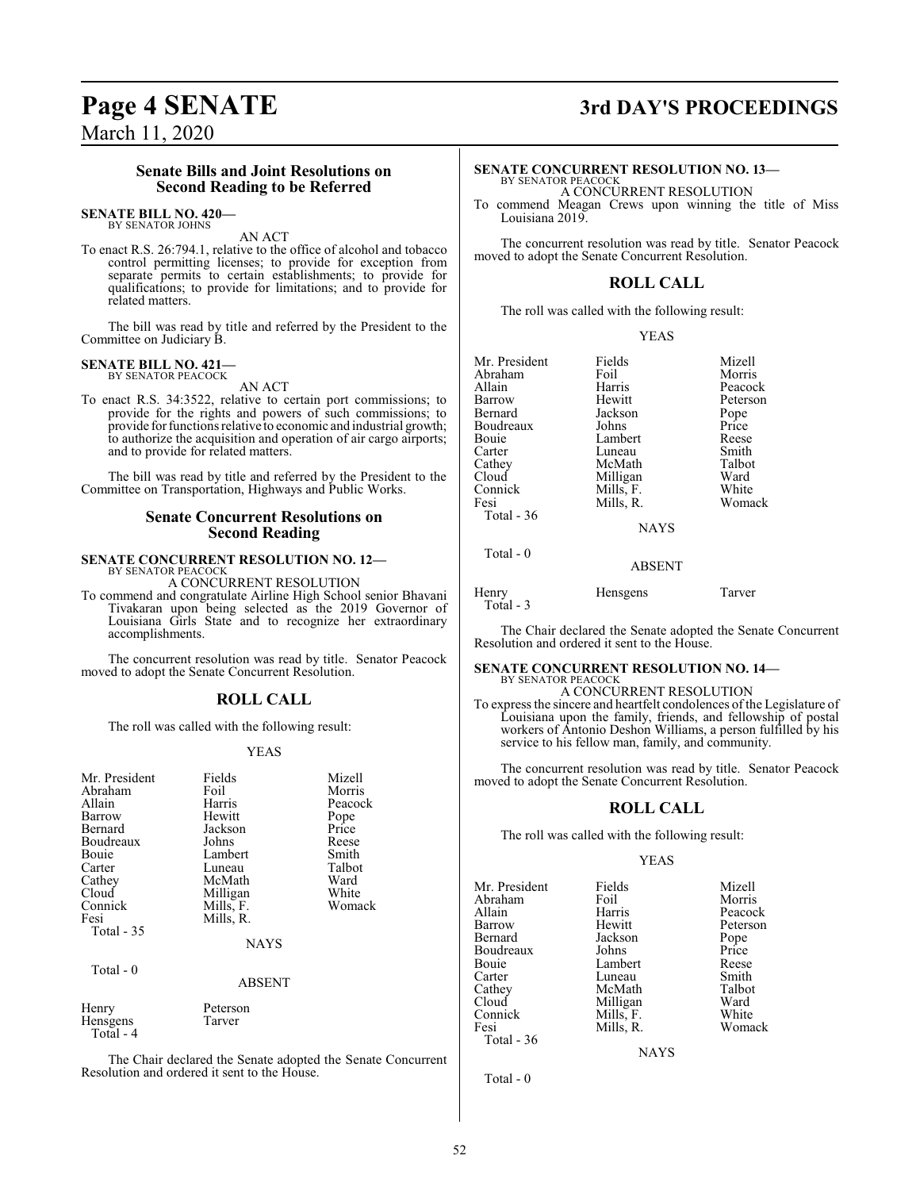### Senate Bills and Joint Resolutions on Second Reading to be Referred

**SENATE BILL NO. 420—**
BY SENATOR JOHNS

AN ACT

To enact R.S. 26:794.1, relative to the office of alcohol and tobacco control permitting licenses; to provide for exception from separate permits to certain establishments; to provide for qualifications; to provide for limitations; and to provide for related matters.

The bill was read by title and referred by the President to the Committee on Judiciary B.

**SENATE BILL NO. 421—**
BY SENATOR PEACOCK

AN ACT

To enact R.S. 34:3522, relative to certain port commissions; to provide for the rights and powers of such commissions; to provide for functions relative to economic and industrial growth; to authorize the acquisition and operation of air cargo airports; and to provide for related matters.

The bill was read by title and referred by the President to the Committee on Transportation, Highways and Public Works.

### Senate Concurrent Resolutions on Second Reading

**SENATE CONCURRENT RESOLUTION NO. 12—**
BY SENATOR PEACOCK

A CONCURRENT RESOLUTION

To commend and congratulate Airline High School senior Bhavani Tivakaran upon being selected as the 2019 Governor of Louisiana Girls State and to recognize her extraordinary accomplishments.

The concurrent resolution was read by title. Senator Peacock moved to adopt the Senate Concurrent Resolution.

## ROLL CALL

The roll was called with the following result:

YEAS

| | | |
|---|---|---|
| Mr. President | Fields | Mizell |
| Abraham | Foil | Morris |
| Allain | Harris | Peacock |
| Barrow | Hewitt | Pope |
| Bernard | Jackson | Price |
| Boudreaux | Johns | Reese |
| Bouie | Lambert | Smith |
| Carter | Luneau | Talbot |
| Cathey | McMath | Ward |
| Cloud | Milligan | White |
| Connick | Mills, F. | Womack |
| Fesi | Mills, R. | |

Total - 35

NAYS

Total - 0

ABSENT

| | |
|---|---|
| Henry | Peterson |
| Hensgens | Tarver |

Total - 4

The Chair declared the Senate adopted the Senate Concurrent Resolution and ordered it sent to the House.

**SENATE CONCURRENT RESOLUTION NO. 13—**
BY SENATOR PEACOCK

A CONCURRENT RESOLUTION

To commend Meagan Crews upon winning the title of Miss Louisiana 2019.

The concurrent resolution was read by title. Senator Peacock moved to adopt the Senate Concurrent Resolution.

## ROLL CALL

The roll was called with the following result:

YEAS

| | | |
|---|---|---|
| Mr. President | Fields | Mizell |
| Abraham | Foil | Morris |
| Allain | Harris | Peacock |
| Barrow | Hewitt | Peterson |
| Bernard | Jackson | Pope |
| Boudreaux | Johns | Price |
| Bouie | Lambert | Reese |
| Carter | Luneau | Smith |
| Cathey | McMath | Talbot |
| Cloud | Milligan | Ward |
| Connick | Mills, F. | White |
| Fesi | Mills, R. | Womack |

Total - 36

NAYS

Total - 0

ABSENT

| | | |
|---|---|---|
| Henry | Hensgens | Tarver |

Total - 3

The Chair declared the Senate adopted the Senate Concurrent Resolution and ordered it sent to the House.

**SENATE CONCURRENT RESOLUTION NO. 14—**
BY SENATOR PEACOCK

A CONCURRENT RESOLUTION

To express the sincere and heartfelt condolences of the Legislature of Louisiana upon the family, friends, and fellowship of postal workers of Antonio Deshon Williams, a person fulfilled by his service to his fellow man, family, and community.

The concurrent resolution was read by title. Senator Peacock moved to adopt the Senate Concurrent Resolution.

## ROLL CALL

The roll was called with the following result:

YEAS

| | | |
|---|---|---|
| Mr. President | Fields | Mizell |
| Abraham | Foil | Morris |
| Allain | Harris | Peacock |
| Barrow | Hewitt | Peterson |
| Bernard | Jackson | Pope |
| Boudreaux | Johns | Price |
| Bouie | Lambert | Reese |
| Carter | Luneau | Smith |
| Cathey | McMath | Talbot |
| Cloud | Milligan | Ward |
| Connick | Mills, F. | White |
| Fesi | Mills, R. | Womack |

Total - 36

NAYS

Total - 0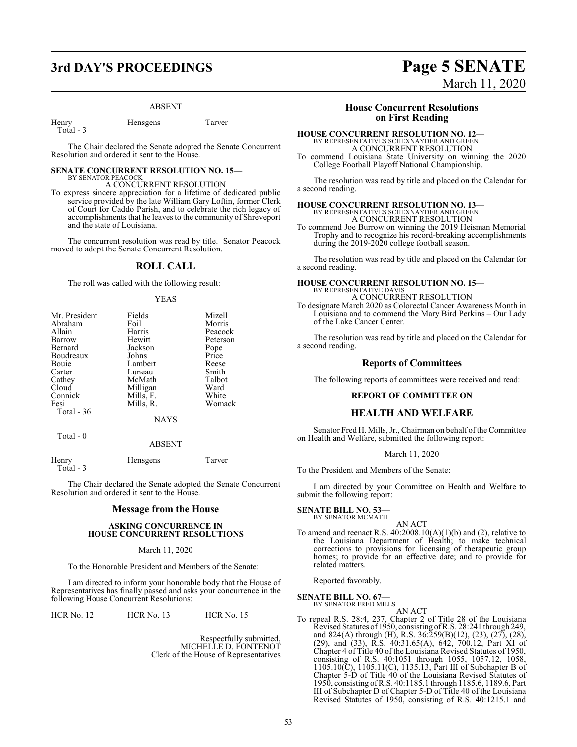ABSENT

| | | |
|---|---|---|
| Henry | Hensgens | Tarver |
| Total - 3 | | |

The Chair declared the Senate adopted the Senate Concurrent Resolution and ordered it sent to the House.

**SENATE CONCURRENT RESOLUTION NO. 15—**
BY SENATOR PEACOCK
A CONCURRENT RESOLUTION

To express sincere appreciation for a lifetime of dedicated public service provided by the late William Gary Loftin, former Clerk of Court for Caddo Parish, and to celebrate the rich legacy of accomplishments that he leaves to the community of Shreveport and the state of Louisiana.

The concurrent resolution was read by title. Senator Peacock moved to adopt the Senate Concurrent Resolution.

## ROLL CALL

The roll was called with the following result:

YEAS

| | | |
|---|---|---|
| Mr. President | Fields | Mizell |
| Abraham | Foil | Morris |
| Allain | Harris | Peacock |
| Barrow | Hewitt | Peterson |
| Bernard | Jackson | Pope |
| Boudreaux | Johns | Price |
| Bouie | Lambert | Reese |
| Carter | Luneau | Smith |
| Cathey | McMath | Talbot |
| Cloud | Milligan | Ward |
| Connick | Mills, F. | White |
| Fesi | Mills, R. | Womack |
| Total - 36 | | |

NAYS

Total - 0

ABSENT

| | | |
|---|---|---|
| Henry | Hensgens | Tarver |
| Total - 3 | | |

The Chair declared the Senate adopted the Senate Concurrent Resolution and ordered it sent to the House.

## Message from the House

**ASKING CONCURRENCE IN HOUSE CONCURRENT RESOLUTIONS**

March 11, 2020

To the Honorable President and Members of the Senate:

I am directed to inform your honorable body that the House of Representatives has finally passed and asks your concurrence in the following House Concurrent Resolutions:

HCR No. 12 HCR No. 13 HCR No. 15

Respectfully submitted,
MICHELLE D. FONTENOT
Clerk of the House of Representatives

## House Concurrent Resolutions on First Reading

**HOUSE CONCURRENT RESOLUTION NO. 12—**
BY REPRESENTATIVES SCHEXNAYDER AND GREEN
A CONCURRENT RESOLUTION

To commend Louisiana State University on winning the 2020 College Football Playoff National Championship.

The resolution was read by title and placed on the Calendar for a second reading.

**HOUSE CONCURRENT RESOLUTION NO. 13—**
BY REPRESENTATIVES SCHEXNAYDER AND GREEN
A CONCURRENT RESOLUTION

To commend Joe Burrow on winning the 2019 Heisman Memorial Trophy and to recognize his record-breaking accomplishments during the 2019-2020 college football season.

The resolution was read by title and placed on the Calendar for a second reading.

**HOUSE CONCURRENT RESOLUTION NO. 15—**
BY REPRESENTATIVE DAVIS
A CONCURRENT RESOLUTION

To designate March 2020 as Colorectal Cancer Awareness Month in Louisiana and to commend the Mary Bird Perkins – Our Lady of the Lake Cancer Center.

The resolution was read by title and placed on the Calendar for a second reading.

## Reports of Committees

The following reports of committees were received and read:

**REPORT OF COMMITTEE ON**

## HEALTH AND WELFARE

Senator Fred H. Mills, Jr., Chairman on behalf of the Committee on Health and Welfare, submitted the following report:

March 11, 2020

To the President and Members of the Senate:

I am directed by your Committee on Health and Welfare to submit the following report:

**SENATE BILL NO. 53—**
BY SENATOR MCMATH
AN ACT

To amend and reenact R.S. 40:2008.10(A)(1)(b) and (2), relative to the Louisiana Department of Health; to make technical corrections to provisions for licensing of therapeutic group homes; to provide for an effective date; and to provide for related matters.

Reported favorably.

**SENATE BILL NO. 67—**
BY SENATOR FRED MILLS
AN ACT

To repeal R.S. 28:4, 237, Chapter 2 of Title 28 of the Louisiana Revised Statutes of 1950, consisting of R.S. 28:241 through 249, and 824(A) through (H), R.S. 36:259(B)(12), (23), (27), (28), (29), and (33), R.S. 40:31.65(A), 642, 700.12, Part XI of Chapter 4 of Title 40 of the Louisiana Revised Statutes of 1950, consisting of R.S. 40:1051 through 1055, 1057.12, 1058, 1105.10(C), 1105.11(C), 1135.13, Part III of Subchapter B of Chapter 5-D of Title 40 of the Louisiana Revised Statutes of 1950, consisting of R.S. 40:1185.1 through 1185.6, 1189.6, Part III of Subchapter D of Chapter 5-D of Title 40 of the Louisiana Revised Statutes of 1950, consisting of R.S. 40:1215.1 and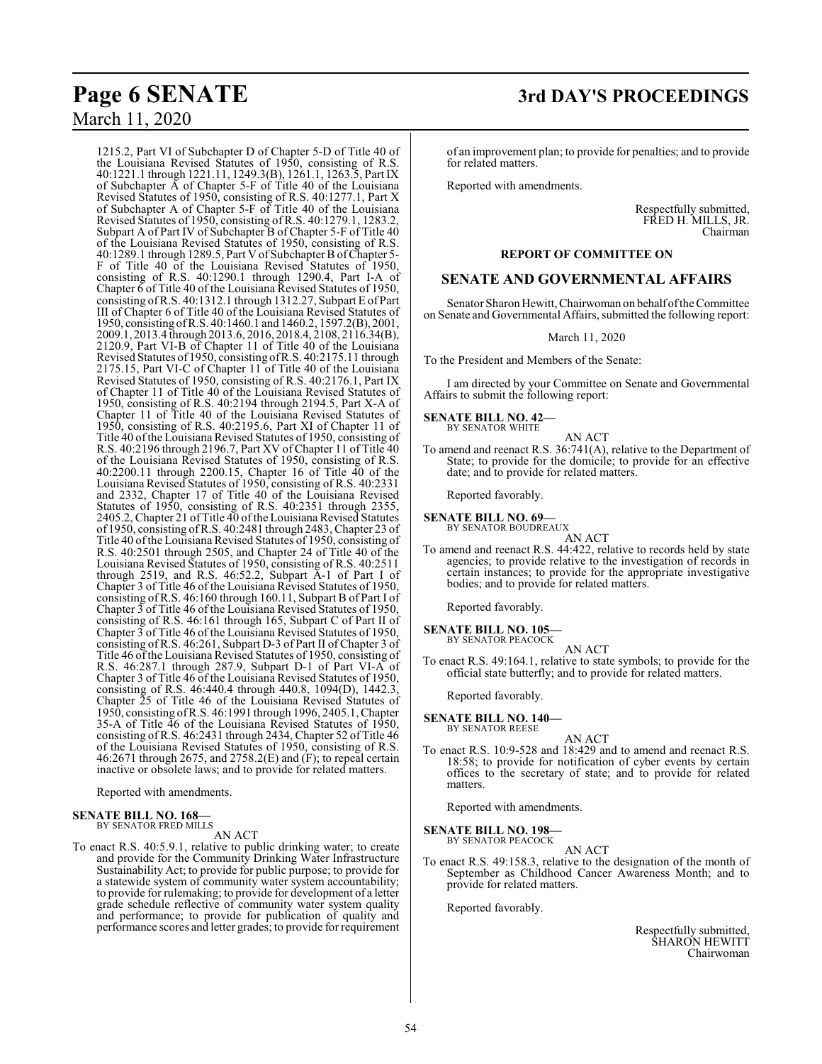1215.2, Part VI of Subchapter D of Chapter 5-D of Title 40 of the Louisiana Revised Statutes of 1950, consisting of R.S. 40:1221.1 through 1221.11, 1249.3(B), 1261.1, 1263.5, Part IX of Subchapter A of Chapter 5-F of Title 40 of the Louisiana Revised Statutes of 1950, consisting of R.S. 40:1277.1, Part X of Subchapter A of Chapter 5-F of Title 40 of the Louisiana Revised Statutes of 1950, consisting of R.S. 40:1279.1, 1283.2, Subpart A of Part IV of Subchapter B of Chapter 5-F of Title 40 of the Louisiana Revised Statutes of 1950, consisting of R.S. 40:1289.1 through 1289.5, Part V of Subchapter B of Chapter 5-F of Title 40 of the Louisiana Revised Statutes of 1950, consisting of R.S. 40:1290.1 through 1290.4, Part I-A of Chapter 6 of Title 40 of the Louisiana Revised Statutes of 1950, consisting of R.S. 40:1312.1 through 1312.27, Subpart E of Part III of Chapter 6 of Title 40 of the Louisiana Revised Statutes of 1950, consisting of R.S. 40:1460.1 and 1460.2, 1597.2(B), 2001, 2009.1, 2013.4 through 2013.6, 2016, 2018.4, 2108, 2116.34(B), 2120.9, Part VI-B of Chapter 11 of Title 40 of the Louisiana Revised Statutes of 1950, consisting of R.S. 40:2175.11 through 2175.15, Part VI-C of Chapter 11 of Title 40 of the Louisiana Revised Statutes of 1950, consisting of R.S. 40:2176.1, Part IX of Chapter 11 of Title 40 of the Louisiana Revised Statutes of 1950, consisting of R.S. 40:2194 through 2194.5, Part X-A of Chapter 11 of Title 40 of the Louisiana Revised Statutes of 1950, consisting of R.S. 40:2195.6, Part XI of Chapter 11 of Title 40 of the Louisiana Revised Statutes of 1950, consisting of R.S. 40:2196 through 2196.7, Part XV of Chapter 11 of Title 40 of the Louisiana Revised Statutes of 1950, consisting of R.S. 40:2200.11 through 2200.15, Chapter 16 of Title 40 of the Louisiana Revised Statutes of 1950, consisting of R.S. 40:2331 and 2332, Chapter 17 of Title 40 of the Louisiana Revised Statutes of 1950, consisting of R.S. 40:2351 through 2355, 2405.2, Chapter 21 of Title 40 of the Louisiana Revised Statutes of 1950, consisting of R.S. 40:2481 through 2483, Chapter 23 of Title 40 of the Louisiana Revised Statutes of 1950, consisting of R.S. 40:2501 through 2505, and Chapter 24 of Title 40 of the Louisiana Revised Statutes of 1950, consisting of R.S. 40:2511 through 2519, and R.S. 46:52.2, Subpart A-1 of Part I of Chapter 3 of Title 46 of the Louisiana Revised Statutes of 1950, consisting of R.S. 46:160 through 160.11, Subpart B of Part I of Chapter 3 of Title 46 of the Louisiana Revised Statutes of 1950, consisting of R.S. 46:161 through 165, Subpart C of Part II of Chapter 3 of Title 46 of the Louisiana Revised Statutes of 1950, consisting of R.S. 46:261, Subpart D-3 of Part II of Chapter 3 of Title 46 of the Louisiana Revised Statutes of 1950, consisting of R.S. 46:287.1 through 287.9, Subpart D-1 of Part VI-A of Chapter 3 of Title 46 of the Louisiana Revised Statutes of 1950, consisting of R.S. 46:440.4 through 440.8, 1094(D), 1442.3, Chapter 25 of Title 46 of the Louisiana Revised Statutes of 1950, consisting of R.S. 46:1991 through 1996, 2405.1, Chapter 35-A of Title 46 of the Louisiana Revised Statutes of 1950, consisting of R.S. 46:2431 through 2434, Chapter 52 of Title 46 of the Louisiana Revised Statutes of 1950, consisting of R.S. 46:2671 through 2675, and 2758.2(E) and (F); to repeal certain inactive or obsolete laws; and to provide for related matters.

Reported with amendments.

**SENATE BILL NO. 168—**
BY SENATOR FRED MILLS

AN ACT

To enact R.S. 40:5.9.1, relative to public drinking water; to create and provide for the Community Drinking Water Infrastructure Sustainability Act; to provide for public purpose; to provide for a statewide system of community water system accountability; to provide for rulemaking; to provide for development of a letter grade schedule reflective of community water system quality and performance; to provide for publication of quality and performance scores and letter grades; to provide for requirement of an improvement plan; to provide for penalties; and to provide for related matters.

Reported with amendments.

Respectfully submitted,
FRED H. MILLS, JR.
Chairman

**REPORT OF COMMITTEE ON**

## SENATE AND GOVERNMENTAL AFFAIRS

Senator Sharon Hewitt, Chairwoman on behalf of the Committee on Senate and Governmental Affairs, submitted the following report:

March 11, 2020

To the President and Members of the Senate:

I am directed by your Committee on Senate and Governmental Affairs to submit the following report:

**SENATE BILL NO. 42—**
BY SENATOR WHITE

AN ACT

To amend and reenact R.S. 36:741(A), relative to the Department of State; to provide for the domicile; to provide for an effective date; and to provide for related matters.

Reported favorably.

**SENATE BILL NO. 69—**
BY SENATOR BOUDREAUX

AN ACT

To amend and reenact R.S. 44:422, relative to records held by state agencies; to provide relative to the investigation of records in certain instances; to provide for the appropriate investigative bodies; and to provide for related matters.

Reported favorably.

**SENATE BILL NO. 105—**
BY SENATOR PEACOCK

AN ACT

To enact R.S. 49:164.1, relative to state symbols; to provide for the official state butterfly; and to provide for related matters.

Reported favorably.

**SENATE BILL NO. 140—**
BY SENATOR REESE

AN ACT

To enact R.S. 10:9-528 and 18:429 and to amend and reenact R.S. 18:58; to provide for notification of cyber events by certain offices to the secretary of state; and to provide for related matters.

Reported with amendments.

**SENATE BILL NO. 198—**
BY SENATOR PEACOCK

AN ACT

To enact R.S. 49:158.3, relative to the designation of the month of September as Childhood Cancer Awareness Month; and to provide for related matters.

Reported favorably.

Respectfully submitted,
SHARON HEWITT
Chairwoman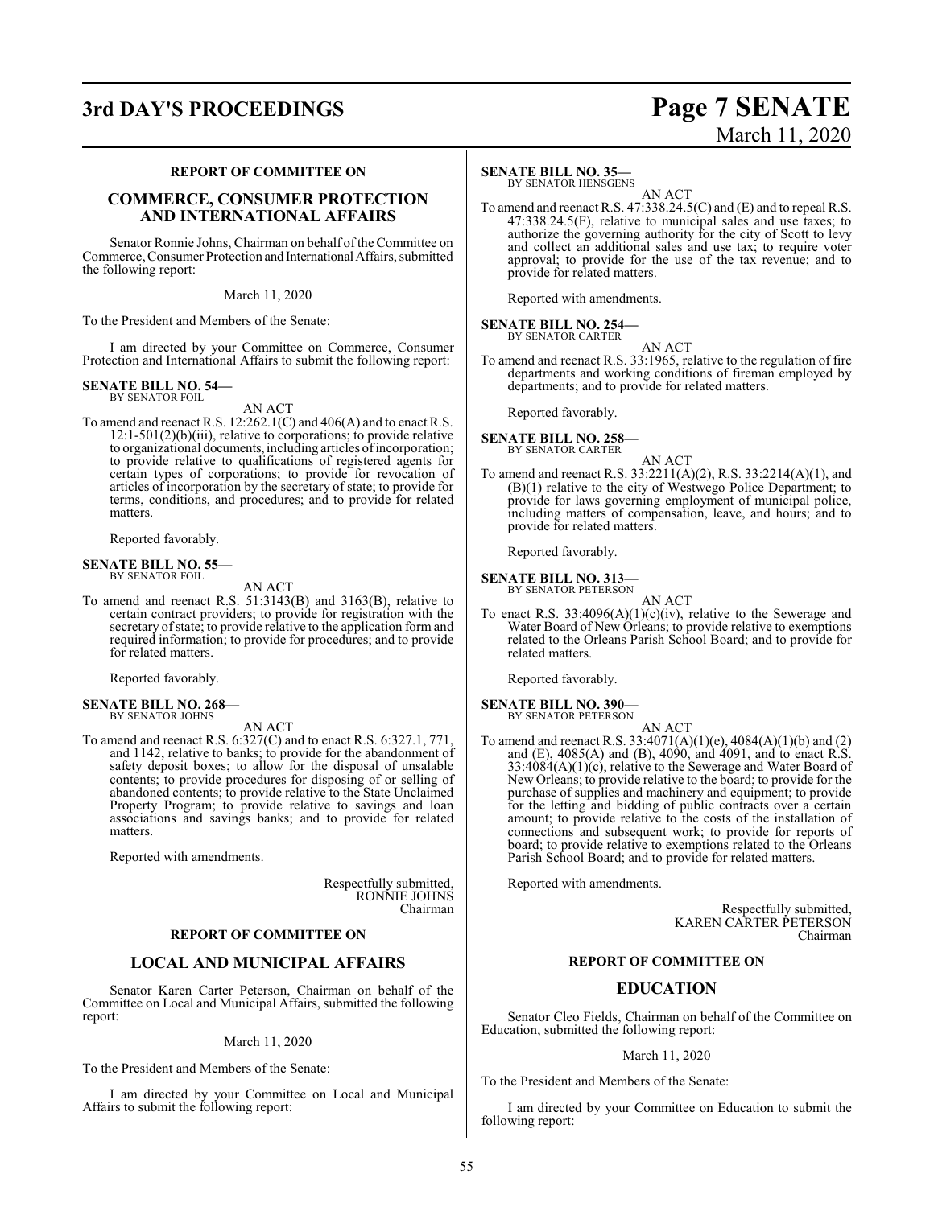### REPORT OF COMMITTEE ON

## COMMERCE, CONSUMER PROTECTION AND INTERNATIONAL AFFAIRS

Senator Ronnie Johns, Chairman on behalf of the Committee on Commerce, Consumer Protection and International Affairs, submitted the following report:

March 11, 2020

To the President and Members of the Senate:

I am directed by your Committee on Commerce, Consumer Protection and International Affairs to submit the following report:

**SENATE BILL NO. 54—**
BY SENATOR FOIL

AN ACT

To amend and reenact R.S. 12:262.1(C) and 406(A) and to enact R.S. 12:1-501(2)(b)(iii), relative to corporations; to provide relative to organizational documents, including articles of incorporation; to provide relative to qualifications of registered agents for certain types of corporations; to provide for revocation of articles of incorporation by the secretary of state; to provide for terms, conditions, and procedures; and to provide for related matters.

Reported favorably.

**SENATE BILL NO. 55—**
BY SENATOR FOIL

AN ACT

To amend and reenact R.S. 51:3143(B) and 3163(B), relative to certain contract providers; to provide for registration with the secretary of state; to provide relative to the application form and required information; to provide for procedures; and to provide for related matters.

Reported favorably.

**SENATE BILL NO. 268—**
BY SENATOR JOHNS

AN ACT

To amend and reenact R.S. 6:327(C) and to enact R.S. 6:327.1, 771, and 1142, relative to banks; to provide for the abandonment of safety deposit boxes; to allow for the disposal of unsalable contents; to provide procedures for disposing of or selling of abandoned contents; to provide relative to the State Unclaimed Property Program; to provide relative to savings and loan associations and savings banks; and to provide for related matters.

Reported with amendments.

Respectfully submitted,
RONNIE JOHNS
Chairman

### REPORT OF COMMITTEE ON

## LOCAL AND MUNICIPAL AFFAIRS

Senator Karen Carter Peterson, Chairman on behalf of the Committee on Local and Municipal Affairs, submitted the following report:

March 11, 2020

To the President and Members of the Senate:

I am directed by your Committee on Local and Municipal Affairs to submit the following report:

**SENATE BILL NO. 35—**
BY SENATOR HENSGENS

AN ACT

To amend and reenact R.S. 47:338.24.5(C) and (E) and to repeal R.S. 47:338.24.5(F), relative to municipal sales and use taxes; to authorize the governing authority for the city of Scott to levy and collect an additional sales and use tax; to require voter approval; to provide for the use of the tax revenue; and to provide for related matters.

Reported with amendments.

**SENATE BILL NO. 254—**
BY SENATOR CARTER

AN ACT

To amend and reenact R.S. 33:1965, relative to the regulation of fire departments and working conditions of fireman employed by departments; and to provide for related matters.

Reported favorably.

**SENATE BILL NO. 258—**
BY SENATOR CARTER

AN ACT

To amend and reenact R.S. 33:2211(A)(2), R.S. 33:2214(A)(1), and (B)(1) relative to the city of Westwego Police Department; to provide for laws governing employment of municipal police, including matters of compensation, leave, and hours; and to provide for related matters.

Reported favorably.

**SENATE BILL NO. 313—**
BY SENATOR PETERSON

AN ACT

To enact R.S. 33:4096(A)(1)(c)(iv), relative to the Sewerage and Water Board of New Orleans; to provide relative to exemptions related to the Orleans Parish School Board; and to provide for related matters.

Reported favorably.

**SENATE BILL NO. 390—**
BY SENATOR PETERSON

AN ACT

To amend and reenact R.S. 33:4071(A)(1)(e), 4084(A)(1)(b) and (2) and (E), 4085(A) and (B), 4090, and 4091, and to enact R.S. 33:4084(A)(1)(c), relative to the Sewerage and Water Board of New Orleans; to provide relative to the board; to provide for the purchase of supplies and machinery and equipment; to provide for the letting and bidding of public contracts over a certain amount; to provide relative to the costs of the installation of connections and subsequent work; to provide for reports of board; to provide relative to exemptions related to the Orleans Parish School Board; and to provide for related matters.

Reported with amendments.

Respectfully submitted,
KAREN CARTER PETERSON
Chairman

### REPORT OF COMMITTEE ON

## EDUCATION

Senator Cleo Fields, Chairman on behalf of the Committee on Education, submitted the following report:

March 11, 2020

To the President and Members of the Senate:

I am directed by your Committee on Education to submit the following report: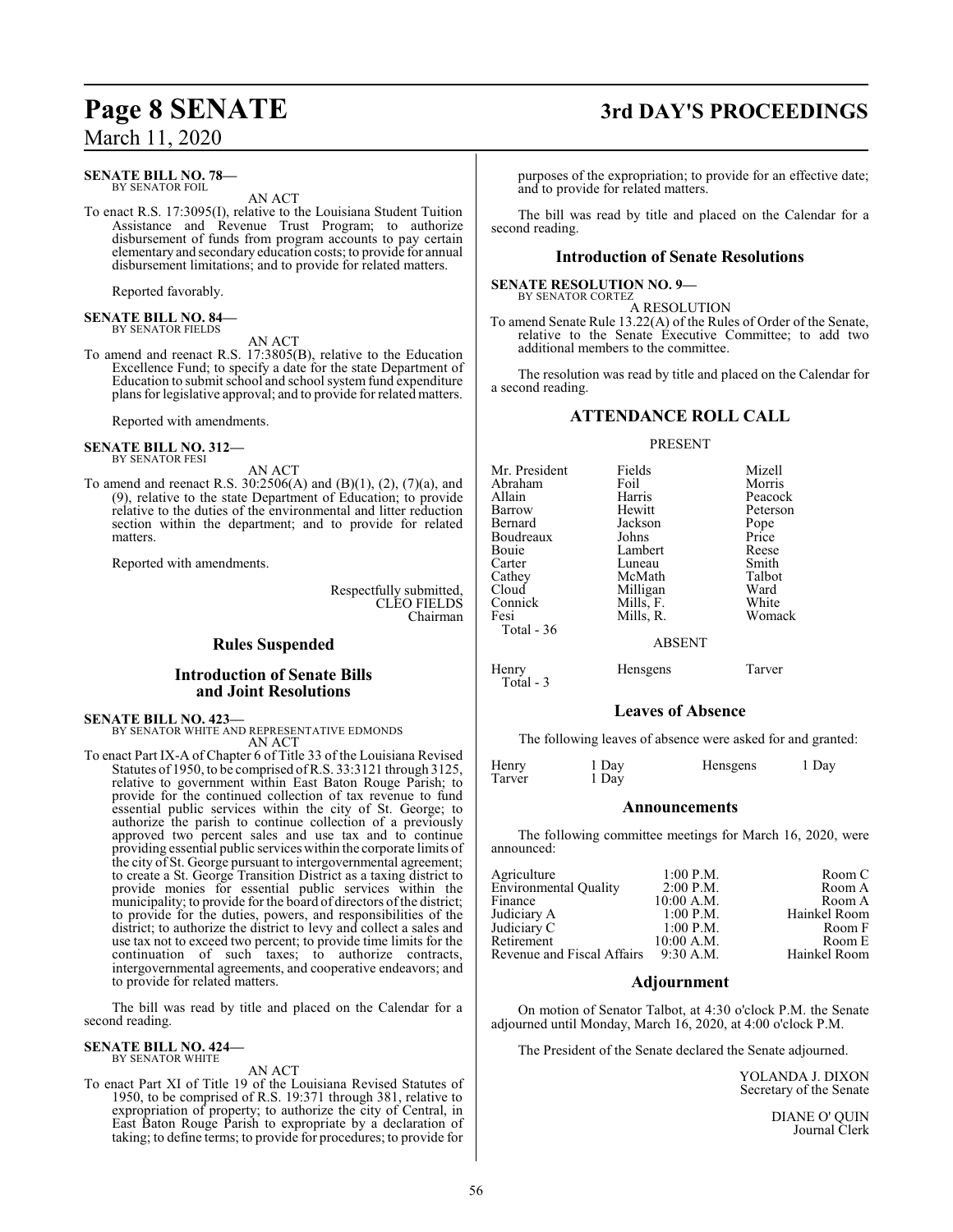**SENATE BILL NO. 78—**
BY SENATOR FOIL

AN ACT

To enact R.S. 17:3095(I), relative to the Louisiana Student Tuition Assistance and Revenue Trust Program; to authorize disbursement of funds from program accounts to pay certain elementary and secondary education costs; to provide for annual disbursement limitations; and to provide for related matters.

Reported favorably.

**SENATE BILL NO. 84—**
BY SENATOR FIELDS

AN ACT

To amend and reenact R.S. 17:3805(B), relative to the Education Excellence Fund; to specify a date for the state Department of Education to submit school and school system fund expenditure plans for legislative approval; and to provide for related matters.

Reported with amendments.

**SENATE BILL NO. 312—**
BY SENATOR FESI

AN ACT

To amend and reenact R.S. 30:2506(A) and (B)(1), (2), (7)(a), and (9), relative to the state Department of Education; to provide relative to the duties of the environmental and litter reduction section within the department; and to provide for related matters.

Reported with amendments.

Respectfully submitted,
CLEO FIELDS
Chairman

## Rules Suspended

## Introduction of Senate Bills and Joint Resolutions

**SENATE BILL NO. 423—**
BY SENATOR WHITE AND REPRESENTATIVE EDMONDS

AN ACT

To enact Part IX-A of Chapter 6 of Title 33 of the Louisiana Revised Statutes of 1950, to be comprised of R.S. 33:3121 through 3125, relative to government within East Baton Rouge Parish; to provide for the continued collection of tax revenue to fund essential public services within the city of St. George; to authorize the parish to continue collection of a previously approved two percent sales and use tax and to continue providing essential public services within the corporate limits of the city of St. George pursuant to intergovernmental agreement; to create a St. George Transition District as a taxing district to provide monies for essential public services within the municipality; to provide for the board of directors of the district; to provide for the duties, powers, and responsibilities of the district; to authorize the district to levy and collect a sales and use tax not to exceed two percent; to provide time limits for the continuation of such taxes; to authorize contracts, intergovernmental agreements, and cooperative endeavors; and to provide for related matters.

The bill was read by title and placed on the Calendar for a second reading.

**SENATE BILL NO. 424—**
BY SENATOR WHITE

AN ACT

To enact Part XI of Title 19 of the Louisiana Revised Statutes of 1950, to be comprised of R.S. 19:371 through 381, relative to expropriation of property; to authorize the city of Central, in East Baton Rouge Parish to expropriate by a declaration of taking; to define terms; to provide for procedures; to provide for purposes of the expropriation; to provide for an effective date; and to provide for related matters.

The bill was read by title and placed on the Calendar for a second reading.

## Introduction of Senate Resolutions

**SENATE RESOLUTION NO. 9—**
BY SENATOR CORTEZ

A RESOLUTION

To amend Senate Rule 13.22(A) of the Rules of Order of the Senate, relative to the Senate Executive Committee; to add two additional members to the committee.

The resolution was read by title and placed on the Calendar for a second reading.

## ATTENDANCE ROLL CALL

PRESENT

| | | |
|---|---|---|
| Mr. President | Fields | Mizell |
| Abraham | Foil | Morris |
| Allain | Harris | Peacock |
| Barrow | Hewitt | Peterson |
| Bernard | Jackson | Pope |
| Boudreaux | Johns | Price |
| Bouie | Lambert | Reese |
| Carter | Luneau | Smith |
| Cathey | McMath | Talbot |
| Cloud | Milligan | Ward |
| Connick | Mills, F. | White |
| Fesi | Mills, R. | Womack |

Total - 36

ABSENT

| | | |
|---|---|---|
| Henry | Hensgens | Tarver |

Total - 3

## Leaves of Absence

The following leaves of absence were asked for and granted:

| | | | |
|---|---|---|---|
| Henry | 1 Day | Hensgens | 1 Day |
| Tarver | 1 Day | | |

## Announcements

The following committee meetings for March 16, 2020, were announced:

| | | |
|---|---|---|
| Agriculture | 1:00 P.M. | Room C |
| Environmental Quality | 2:00 P.M. | Room A |
| Finance | 10:00 A.M. | Room A |
| Judiciary A | 1:00 P.M. | Hainkel Room |
| Judiciary C | 1:00 P.M. | Room F |
| Retirement | 10:00 A.M. | Room E |
| Revenue and Fiscal Affairs | 9:30 A.M. | Hainkel Room |

## Adjournment

On motion of Senator Talbot, at 4:30 o'clock P.M. the Senate adjourned until Monday, March 16, 2020, at 4:00 o'clock P.M.

The President of the Senate declared the Senate adjourned.

YOLANDA J. DIXON
Secretary of the Senate

DIANE O' QUIN
Journal Clerk